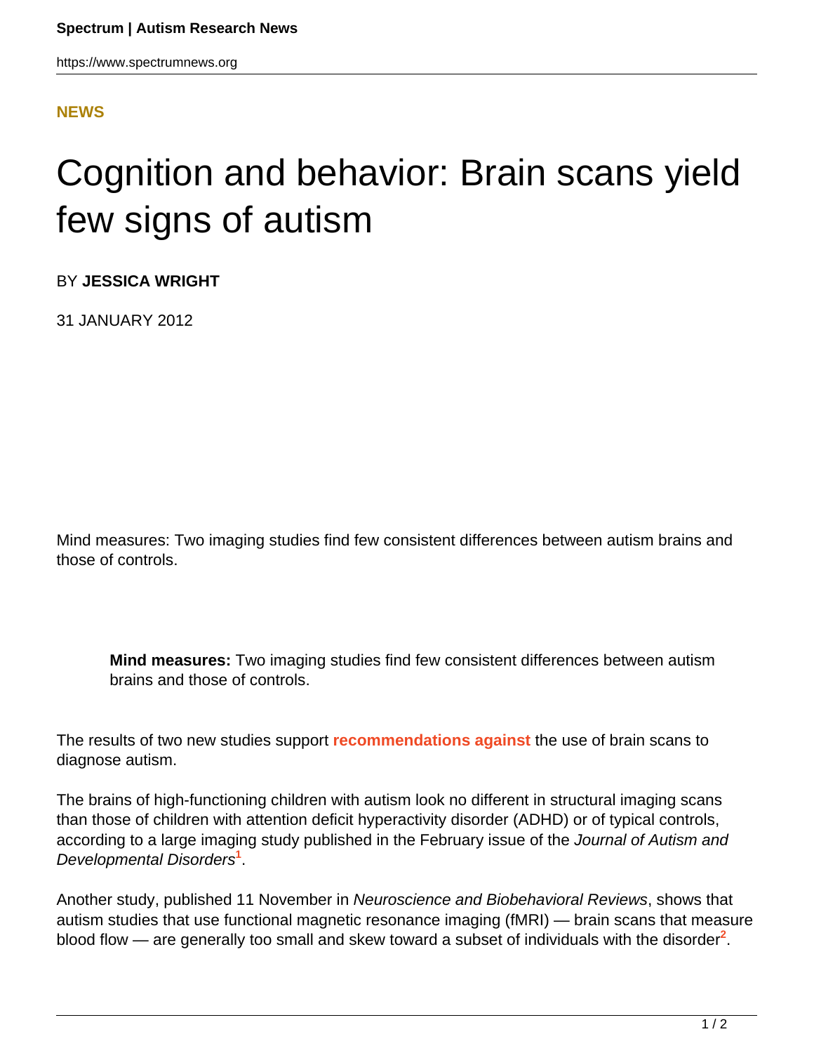**NEWS**

# Cognition and behavior: Brain scans yield few signs of autism

BY **JESSICA WRIGHT**

31 JANUARY 2012

Mind measures: Two imaging studies find few consistent differences between autism brains and those of controls.

> **Mind measures:** Two imaging studies find few consistent differences between autism brains and those of controls.

The results of two new studies support **recommendations against** the use of brain scans to diagnose autism.

The brains of high-functioning children with autism look no different in structural imaging scans than those of children with attention deficit hyperactivity disorder (ADHD) or of typical controls, according to a large imaging study published in the February issue of the *Journal of Autism and Developmental Disorders*[1].

Another study, published 11 November in *Neuroscience and Biobehavioral Reviews*, shows that autism studies that use functional magnetic resonance imaging (fMRI) — brain scans that measure blood flow — are generally too small and skew toward a subset of individuals with the disorder[2].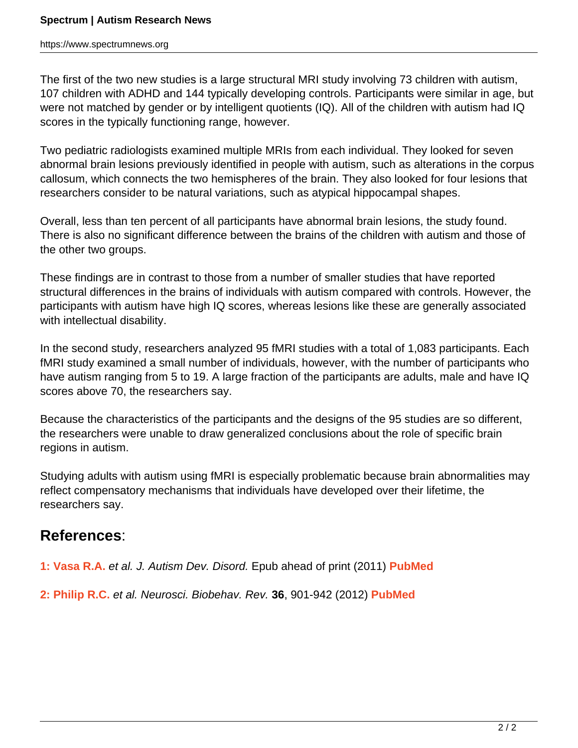The first of the two new studies is a large structural MRI study involving 73 children with autism, 107 children with ADHD and 144 typically developing controls. Participants were similar in age, but were not matched by gender or by intelligent quotients (IQ). All of the children with autism had IQ scores in the typically functioning range, however.

Two pediatric radiologists examined multiple MRIs from each individual. They looked for seven abnormal brain lesions previously identified in people with autism, such as alterations in the corpus callosum, which connects the two hemispheres of the brain. They also looked for four lesions that researchers consider to be natural variations, such as atypical hippocampal shapes.

Overall, less than ten percent of all participants have abnormal brain lesions, the study found. There is also no significant difference between the brains of the children with autism and those of the other two groups.

These findings are in contrast to those from a number of smaller studies that have reported structural differences in the brains of individuals with autism compared with controls. However, the participants with autism have high IQ scores, whereas lesions like these are generally associated with intellectual disability.

In the second study, researchers analyzed 95 fMRI studies with a total of 1,083 participants. Each fMRI study examined a small number of individuals, however, with the number of participants who have autism ranging from 5 to 19. A large fraction of the participants are adults, male and have IQ scores above 70, the researchers say.

Because the characteristics of the participants and the designs of the 95 studies are so different, the researchers were unable to draw generalized conclusions about the role of specific brain regions in autism.

Studying adults with autism using fMRI is especially problematic because brain abnormalities may reflect compensatory mechanisms that individuals have developed over their lifetime, the researchers say.

## References:

**1: Vasa R.A.** *et al. J. Autism Dev. Disord.* Epub ahead of print (2011) **PubMed**

**2: Philip R.C.** *et al. Neurosci. Biobehav. Rev.* **36**, 901-942 (2012) **PubMed**